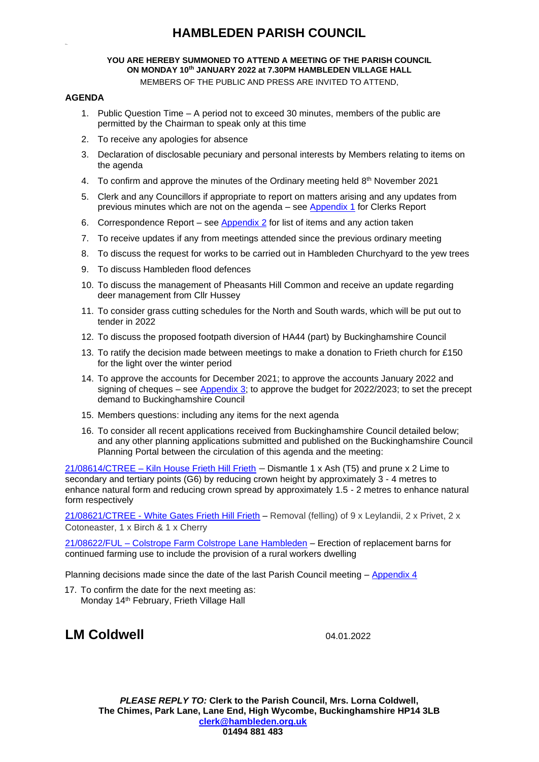# HAMBLEDEN PARISH COUNCIL

**YOU ARE HEREBY SUMMONED TO ATTEND A MEETING OF THE PARISH COUNCIL ON MONDAY 10th JANUARY 2022 at 7.30PM HAMBLEDEN VILLAGE HALL**

MEMBERS OF THE PUBLIC AND PRESS ARE INVITED TO ATTEND,

**AGENDA**

1. Public Question Time – A period not to exceed 30 minutes, members of the public are permitted by the Chairman to speak only at this time
2. To receive any apologies for absence
3. Declaration of disclosable pecuniary and personal interests by Members relating to items on the agenda
4. To confirm and approve the minutes of the Ordinary meeting held 8th November 2021
5. Clerk and any Councillors if appropriate to report on matters arising and any updates from previous minutes which are not on the agenda – see Appendix 1 for Clerks Report
6. Correspondence Report – see Appendix 2 for list of items and any action taken
7. To receive updates if any from meetings attended since the previous ordinary meeting
8. To discuss the request for works to be carried out in Hambleden Churchyard to the yew trees
9. To discuss Hambleden flood defences
10. To discuss the management of Pheasants Hill Common and receive an update regarding deer management from Cllr Hussey
11. To consider grass cutting schedules for the North and South wards, which will be put out to tender in 2022
12. To discuss the proposed footpath diversion of HA44 (part) by Buckinghamshire Council
13. To ratify the decision made between meetings to make a donation to Frieth church for £150 for the light over the winter period
14. To approve the accounts for December 2021; to approve the accounts January 2022 and signing of cheques – see Appendix 3; to approve the budget for 2022/2023; to set the precept demand to Buckinghamshire Council
15. Members questions: including any items for the next agenda
16. To consider all recent applications received from Buckinghamshire Council detailed below; and any other planning applications submitted and published on the Buckinghamshire Council Planning Portal between the circulation of this agenda and the meeting:

21/08614/CTREE – Kiln House Frieth Hill Frieth – Dismantle 1 x Ash (T5) and prune x 2 Lime to secondary and tertiary points (G6) by reducing crown height by approximately 3 - 4 metres to enhance natural form and reducing crown spread by approximately 1.5 - 2 metres to enhance natural form respectively

21/08621/CTREE - White Gates Frieth Hill Frieth – Removal (felling) of 9 x Leylandii, 2 x Privet, 2 x Cotoneaster, 1 x Birch & 1 x Cherry

21/08622/FUL – Colstrope Farm Colstrope Lane Hambleden – Erection of replacement barns for continued farming use to include the provision of a rural workers dwelling

Planning decisions made since the date of the last Parish Council meeting – Appendix 4

17. To confirm the date for the next meeting as:
    Monday 14th February, Frieth Village Hall

**LM Coldwell** 04.01.2022

***PLEASE REPLY TO:*** **Clerk to the Parish Council, Mrs. Lorna Coldwell, The Chimes, Park Lane, Lane End, High Wycombe, Buckinghamshire HP14 3LB**
**clerk@hambleden.org.uk**
**01494 881 483**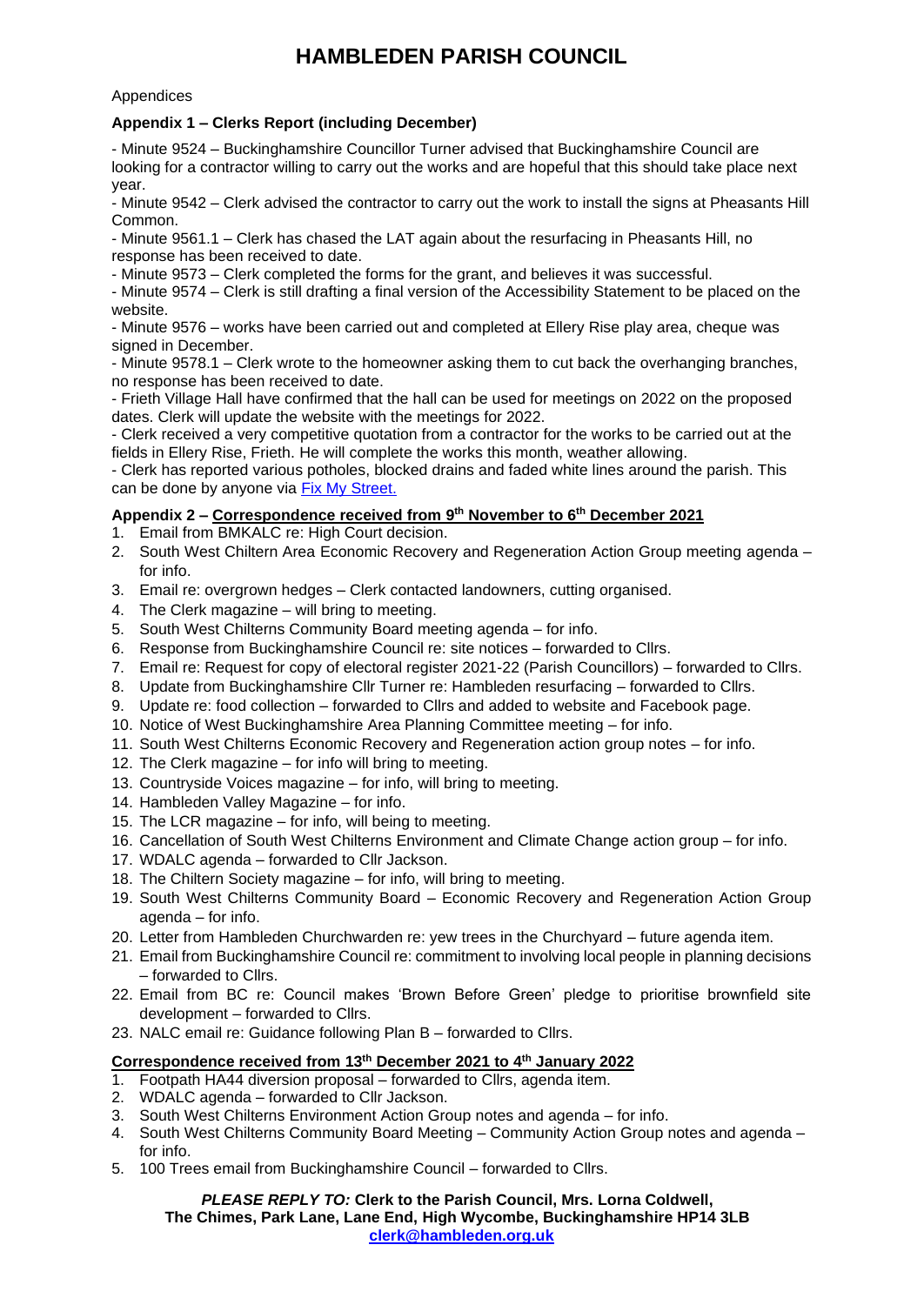# HAMBLEDEN PARISH COUNCIL

Appendices

**Appendix 1 – Clerks Report (including December)**

- Minute 9524 – Buckinghamshire Councillor Turner advised that Buckinghamshire Council are looking for a contractor willing to carry out the works and are hopeful that this should take place next year.
- Minute 9542 – Clerk advised the contractor to carry out the work to install the signs at Pheasants Hill Common.
- Minute 9561.1 – Clerk has chased the LAT again about the resurfacing in Pheasants Hill, no response has been received to date.
- Minute 9573 – Clerk completed the forms for the grant, and believes it was successful.
- Minute 9574 – Clerk is still drafting a final version of the Accessibility Statement to be placed on the website.
- Minute 9576 – works have been carried out and completed at Ellery Rise play area, cheque was signed in December.
- Minute 9578.1 – Clerk wrote to the homeowner asking them to cut back the overhanging branches, no response has been received to date.
- Frieth Village Hall have confirmed that the hall can be used for meetings on 2022 on the proposed dates. Clerk will update the website with the meetings for 2022.
- Clerk received a very competitive quotation from a contractor for the works to be carried out at the fields in Ellery Rise, Frieth. He will complete the works this month, weather allowing.
- Clerk has reported various potholes, blocked drains and faded white lines around the parish. This can be done by anyone via Fix My Street.

**Appendix 2 – Correspondence received from 9th November to 6th December 2021**

1. Email from BMKALC re: High Court decision.
2. South West Chiltern Area Economic Recovery and Regeneration Action Group meeting agenda – for info.
3. Email re: overgrown hedges – Clerk contacted landowners, cutting organised.
4. The Clerk magazine – will bring to meeting.
5. South West Chilterns Community Board meeting agenda – for info.
6. Response from Buckinghamshire Council re: site notices – forwarded to Cllrs.
7. Email re: Request for copy of electoral register 2021-22 (Parish Councillors) – forwarded to Cllrs.
8. Update from Buckinghamshire Cllr Turner re: Hambleden resurfacing – forwarded to Cllrs.
9. Update re: food collection – forwarded to Cllrs and added to website and Facebook page.
10. Notice of West Buckinghamshire Area Planning Committee meeting – for info.
11. South West Chilterns Economic Recovery and Regeneration action group notes – for info.
12. The Clerk magazine – for info will bring to meeting.
13. Countryside Voices magazine – for info, will bring to meeting.
14. Hambleden Valley Magazine – for info.
15. The LCR magazine – for info, will being to meeting.
16. Cancellation of South West Chilterns Environment and Climate Change action group – for info.
17. WDALC agenda – forwarded to Cllr Jackson.
18. The Chiltern Society magazine – for info, will bring to meeting.
19. South West Chilterns Community Board – Economic Recovery and Regeneration Action Group agenda – for info.
20. Letter from Hambleden Churchwarden re: yew trees in the Churchyard – future agenda item.
21. Email from Buckinghamshire Council re: commitment to involving local people in planning decisions – forwarded to Cllrs.
22. Email from BC re: Council makes 'Brown Before Green' pledge to prioritise brownfield site development – forwarded to Cllrs.
23. NALC email re: Guidance following Plan B – forwarded to Cllrs.

**Correspondence received from 13th December 2021 to 4th January 2022**

1. Footpath HA44 diversion proposal – forwarded to Cllrs, agenda item.
2. WDALC agenda – forwarded to Cllr Jackson.
3. South West Chilterns Environment Action Group notes and agenda – for info.
4. South West Chilterns Community Board Meeting – Community Action Group notes and agenda – for info.
5. 100 Trees email from Buckinghamshire Council – forwarded to Cllrs.

***PLEASE REPLY TO:*** **Clerk to the Parish Council, Mrs. Lorna Coldwell,**
**The Chimes, Park Lane, Lane End, High Wycombe, Buckinghamshire HP14 3LB**
**clerk@hambleden.org.uk**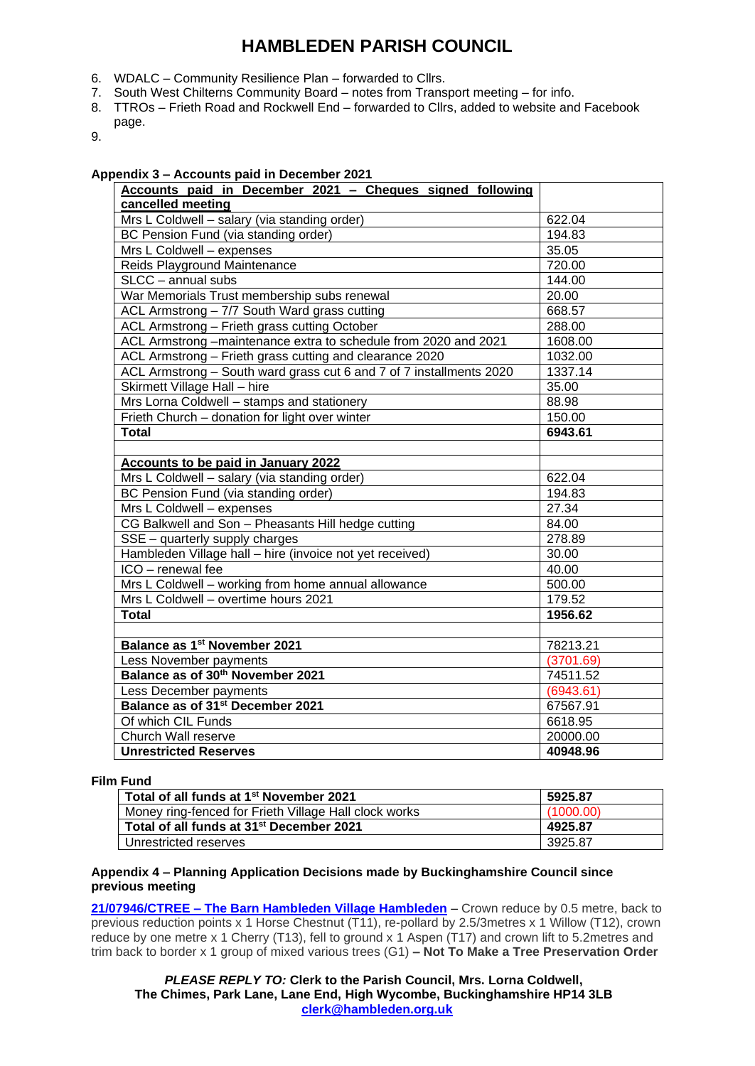6. WDALC – Community Resilience Plan – forwarded to Cllrs.
7. South West Chilterns Community Board – notes from Transport meeting – for info.
8. TTROs – Frieth Road and Rockwell End – forwarded to Cllrs, added to website and Facebook page.
9.

**Appendix 3 – Accounts paid in December 2021**

| **Accounts paid in December 2021 – Cheques signed following cancelled meeting** | |
|---|---|
| Mrs L Coldwell – salary (via standing order) | 622.04 |
| BC Pension Fund (via standing order) | 194.83 |
| Mrs L Coldwell – expenses | 35.05 |
| Reids Playground Maintenance | 720.00 |
| SLCC – annual subs | 144.00 |
| War Memorials Trust membership subs renewal | 20.00 |
| ACL Armstrong – 7/7 South Ward grass cutting | 668.57 |
| ACL Armstrong – Frieth grass cutting October | 288.00 |
| ACL Armstrong –maintenance extra to schedule from 2020 and 2021 | 1608.00 |
| ACL Armstrong – Frieth grass cutting and clearance 2020 | 1032.00 |
| ACL Armstrong – South ward grass cut 6 and 7 of 7 installments 2020 | 1337.14 |
| Skirmett Village Hall – hire | 35.00 |
| Mrs Lorna Coldwell – stamps and stationery | 88.98 |
| Frieth Church – donation for light over winter | 150.00 |
| **Total** | **6943.61** |
| | |
| **Accounts to be paid in January 2022** | |
| Mrs L Coldwell – salary (via standing order) | 622.04 |
| BC Pension Fund (via standing order) | 194.83 |
| Mrs L Coldwell – expenses | 27.34 |
| CG Balkwell and Son – Pheasants Hill hedge cutting | 84.00 |
| SSE – quarterly supply charges | 278.89 |
| Hambleden Village hall – hire (invoice not yet received) | 30.00 |
| ICO – renewal fee | 40.00 |
| Mrs L Coldwell – working from home annual allowance | 500.00 |
| Mrs L Coldwell – overtime hours 2021 | 179.52 |
| **Total** | **1956.62** |
| | |
| **Balance as 1st November 2021** | 78213.21 |
| Less November payments | (3701.69) |
| **Balance as of 30th November 2021** | 74511.52 |
| Less December payments | (6943.61) |
| **Balance as of 31st December 2021** | 67567.91 |
| Of which CIL Funds | 6618.95 |
| Church Wall reserve | 20000.00 |
| **Unrestricted Reserves** | **40948.96** |

**Film Fund**

| **Total of all funds at 1st November 2021** | **5925.87** |
|---|---|
| Money ring-fenced for Frieth Village Hall clock works | (1000.00) |
| **Total of all funds at 31st December 2021** | **4925.87** |
| Unrestricted reserves | 3925.87 |

**Appendix 4 – Planning Application Decisions made by Buckinghamshire Council since previous meeting**

**21/07946/CTREE – The Barn Hambleden Village Hambleden** – Crown reduce by 0.5 metre, back to previous reduction points x 1 Horse Chestnut (T11), re-pollard by 2.5/3metres x 1 Willow (T12), crown reduce by one metre x 1 Cherry (T13), fell to ground x 1 Aspen (T17) and crown lift to 5.2metres and trim back to border x 1 group of mixed various trees (G1) **– Not To Make a Tree Preservation Order**

***PLEASE REPLY TO:*** **Clerk to the Parish Council, Mrs. Lorna Coldwell, The Chimes, Park Lane, Lane End, High Wycombe, Buckinghamshire HP14 3LB**
**clerk@hambleden.org.uk**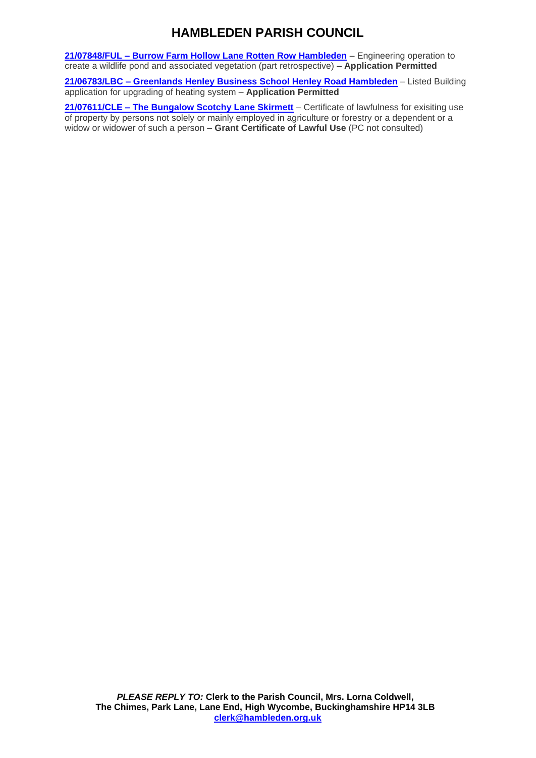**21/07848/FUL – Burrow Farm Hollow Lane Rotten Row Hambleden** – Engineering operation to create a wildlife pond and associated vegetation (part retrospective) – **Application Permitted**

**21/06783/LBC – Greenlands Henley Business School Henley Road Hambleden** – Listed Building application for upgrading of heating system – **Application Permitted**

**21/07611/CLE – The Bungalow Scotchy Lane Skirmett** – Certificate of lawfulness for exisiting use of property by persons not solely or mainly employed in agriculture or forestry or a dependent or a widow or widower of such a person – **Grant Certificate of Lawful Use** (PC not consulted)

***PLEASE REPLY TO:*** **Clerk to the Parish Council, Mrs. Lorna Coldwell, The Chimes, Park Lane, Lane End, High Wycombe, Buckinghamshire HP14 3LB**
**clerk@hambleden.org.uk**